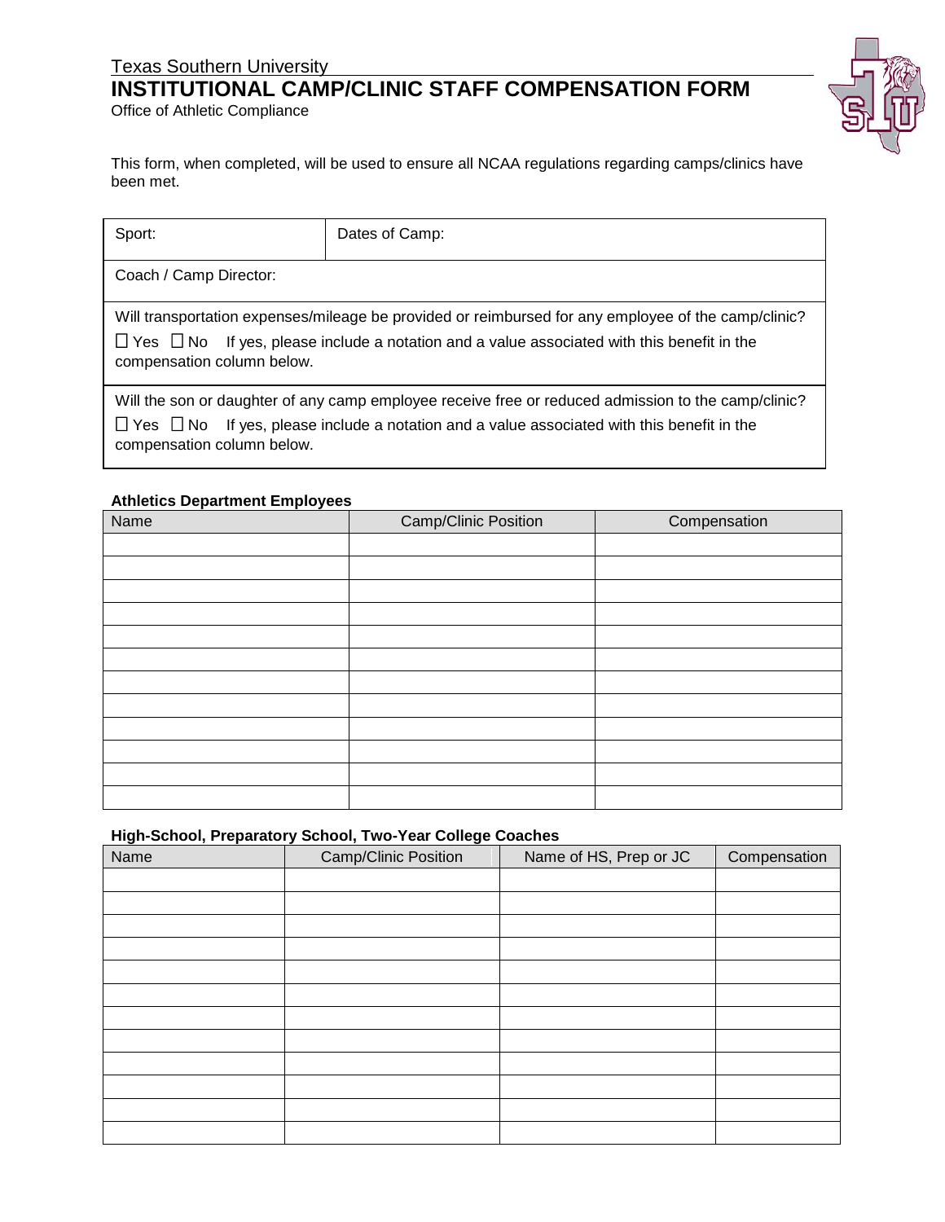Texas Southern University

# INSTITUTIONAL CAMP/CLINIC STAFF COMPENSATION FORM

Office of Athletic Compliance

This form, when completed, will be used to ensure all NCAA regulations regarding camps/clinics have been met.

| Sport: | Dates of Camp: |
|---|---|
| Coach / Camp Director: | |
| Will transportation expenses/mileage be provided or reimbursed for any employee of the camp/clinic? ☐ Yes ☐ No If yes, please include a notation and a value associated with this benefit in the compensation column below. | |
| Will the son or daughter of any camp employee receive free or reduced admission to the camp/clinic? ☐ Yes ☐ No If yes, please include a notation and a value associated with this benefit in the compensation column below. | |

**Athletics Department Employees**

| Name | Camp/Clinic Position | Compensation |
|---|---|---|
| | | |
| | | |
| | | |
| | | |
| | | |
| | | |
| | | |
| | | |
| | | |
| | | |
| | | |
| | | |

**High-School, Preparatory School, Two-Year College Coaches**

| Name | Camp/Clinic Position | Name of HS, Prep or JC | Compensation |
|---|---|---|---|
| | | | |
| | | | |
| | | | |
| | | | |
| | | | |
| | | | |
| | | | |
| | | | |
| | | | |
| | | | |
| | | | |
| | | | |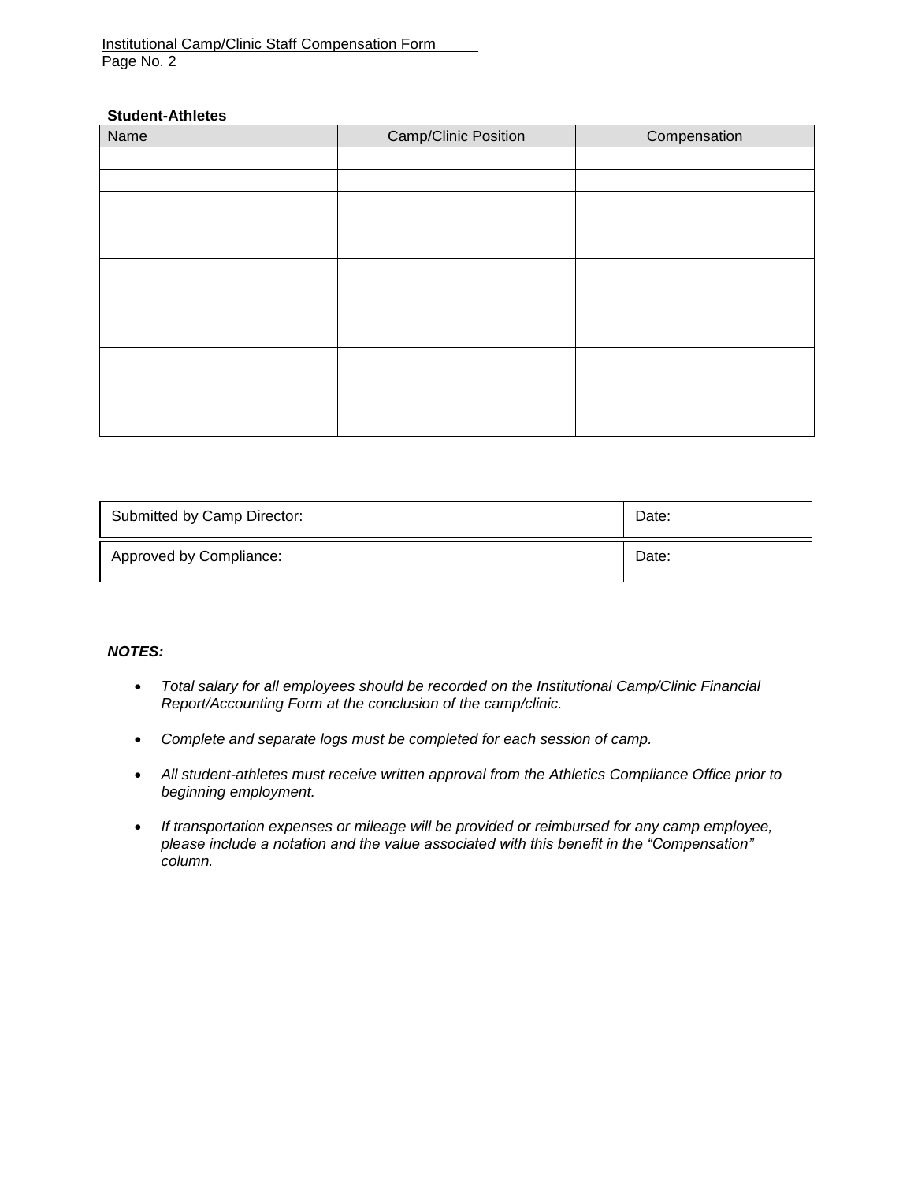**Student-Athletes**

| Name | Camp/Clinic Position | Compensation |
| --- | --- | --- |
| | | |
| | | |
| | | |
| | | |
| | | |
| | | |
| | | |
| | | |
| | | |
| | | |
| | | |
| | | |
| | | |

| | |
| --- | --- |
| Submitted by Camp Director: | Date: |
| Approved by Compliance: | Date: |

***NOTES:***

- *Total salary for all employees should be recorded on the Institutional Camp/Clinic Financial Report/Accounting Form at the conclusion of the camp/clinic.*
- *Complete and separate logs must be completed for each session of camp.*
- *All student-athletes must receive written approval from the Athletics Compliance Office prior to beginning employment.*
- *If transportation expenses or mileage will be provided or reimbursed for any camp employee, please include a notation and the value associated with this benefit in the "Compensation" column.*